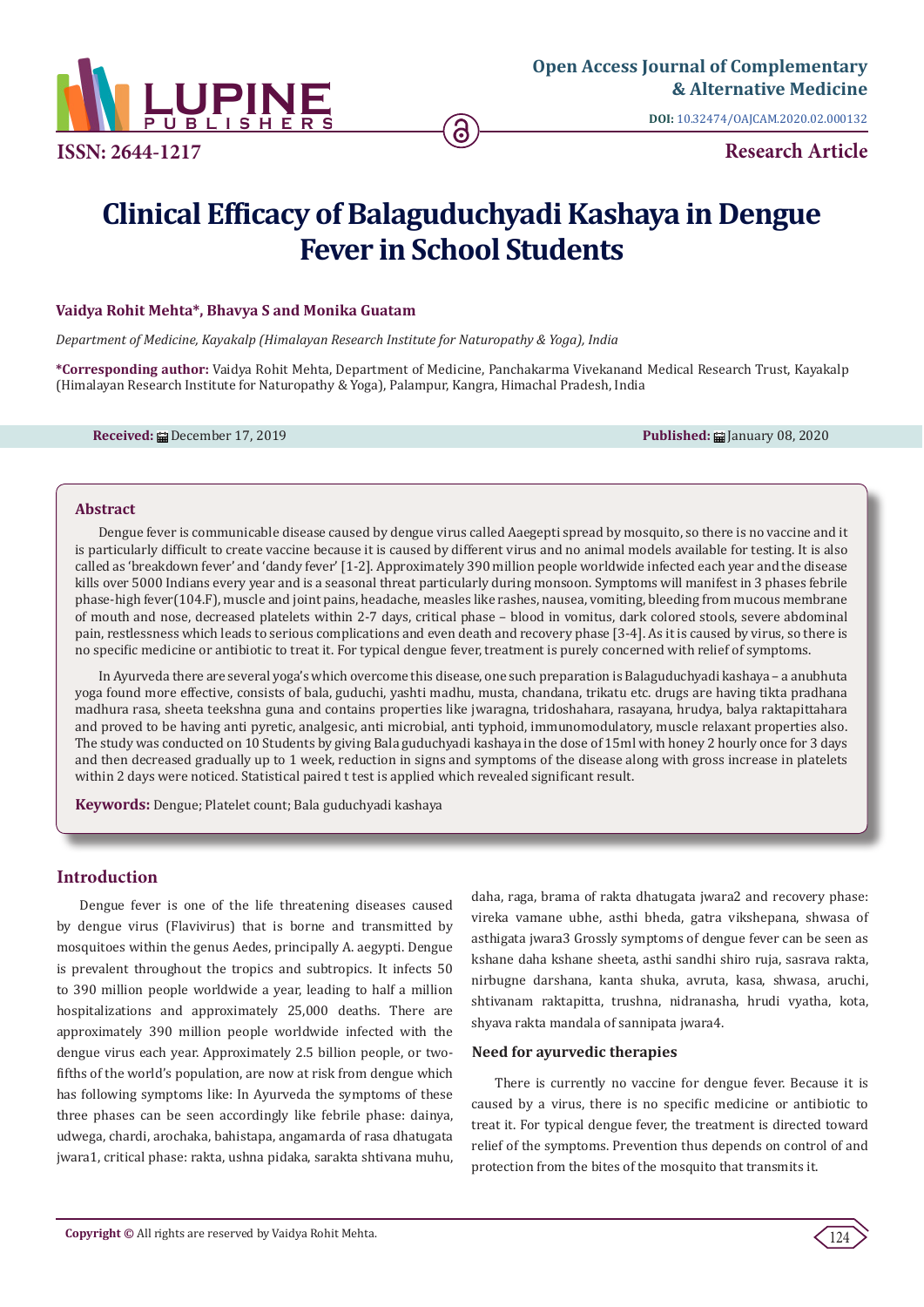**Open Access Journal of Complementary & Alternative Medicine**

**DOI:** 10.32474/OAJCAM.2020.02.000132

**ISSN: 2644-1217**

**Research Article**

# Clinical Efficacy of Balaguduchyadi Kashaya in Dengue Fever in School Students

**Vaidya Rohit Mehta*, Bhavya S and Monika Guatam**

*Department of Medicine, Kayakalp (Himalayan Research Institute for Naturopathy & Yoga), India*

***Corresponding author:** Vaidya Rohit Mehta, Department of Medicine, Panchakarma Vivekanand Medical Research Trust, Kayakalp (Himalayan Research Institute for Naturopathy & Yoga), Palampur, Kangra, Himachal Pradesh, India

**Received:** December 17, 2019 **Published:** January 08, 2020

## Abstract

Dengue fever is communicable disease caused by dengue virus called Aaegepti spread by mosquito, so there is no vaccine and it is particularly difficult to create vaccine because it is caused by different virus and no animal models available for testing. It is also called as 'breakdown fever' and 'dandy fever' [1-2]. Approximately 390 million people worldwide infected each year and the disease kills over 5000 Indians every year and is a seasonal threat particularly during monsoon. Symptoms will manifest in 3 phases febrile phase-high fever(104.F), muscle and joint pains, headache, measles like rashes, nausea, vomiting, bleeding from mucous membrane of mouth and nose, decreased platelets within 2-7 days, critical phase – blood in vomitus, dark colored stools, severe abdominal pain, restlessness which leads to serious complications and even death and recovery phase [3-4]. As it is caused by virus, so there is no specific medicine or antibiotic to treat it. For typical dengue fever, treatment is purely concerned with relief of symptoms.

In Ayurveda there are several yoga's which overcome this disease, one such preparation is Balaguduchyadi kashaya – a anubhuta yoga found more effective, consists of bala, guduchi, yashti madhu, musta, chandana, trikatu etc. drugs are having tikta pradhana madhura rasa, sheeta teekshna guna and contains properties like jwaragna, tridoshahara, rasayana, hrudya, balya raktapittahara and proved to be having anti pyretic, analgesic, anti microbial, anti typhoid, immunomodulatory, muscle relaxant properties also. The study was conducted on 10 Students by giving Bala guduchyadi kashaya in the dose of 15ml with honey 2 hourly once for 3 days and then decreased gradually up to 1 week, reduction in signs and symptoms of the disease along with gross increase in platelets within 2 days were noticed. Statistical paired t test is applied which revealed significant result.

**Keywords:** Dengue; Platelet count; Bala guduchyadi kashaya

## Introduction

Dengue fever is one of the life threatening diseases caused by dengue virus (Flavivirus) that is borne and transmitted by mosquitoes within the genus Aedes, principally A. aegypti. Dengue is prevalent throughout the tropics and subtropics. It infects 50 to 390 million people worldwide a year, leading to half a million hospitalizations and approximately 25,000 deaths. There are approximately 390 million people worldwide infected with the dengue virus each year. Approximately 2.5 billion people, or two-fifths of the world's population, are now at risk from dengue which has following symptoms like: In Ayurveda the symptoms of these three phases can be seen accordingly like febrile phase: dainya, udwega, chardi, arochaka, bahistapa, angamarda of rasa dhatugata jwara1, critical phase: rakta, ushna pidaka, sarakta shtivana muhu, daha, raga, brama of rakta dhatugata jwara2 and recovery phase: vireka vamane ubhe, asthi bheda, gatra vikshepana, shwasa of asthigata jwara3 Grossly symptoms of dengue fever can be seen as kshane daha kshane sheeta, asthi sandhi shiro ruja, sasrava rakta, nirbugne darshana, kanta shuka, avruta, kasa, shwasa, aruchi, shtivanam raktapitta, trushna, nidranasha, hrudi vyatha, kota, shyava rakta mandala of sannipata jwara4.

### Need for ayurvedic therapies

There is currently no vaccine for dengue fever. Because it is caused by a virus, there is no specific medicine or antibiotic to treat it. For typical dengue fever, the treatment is directed toward relief of the symptoms. Prevention thus depends on control of and protection from the bites of the mosquito that transmits it.

**Copyright ©** All rights are reserved by Vaidya Rohit Mehta.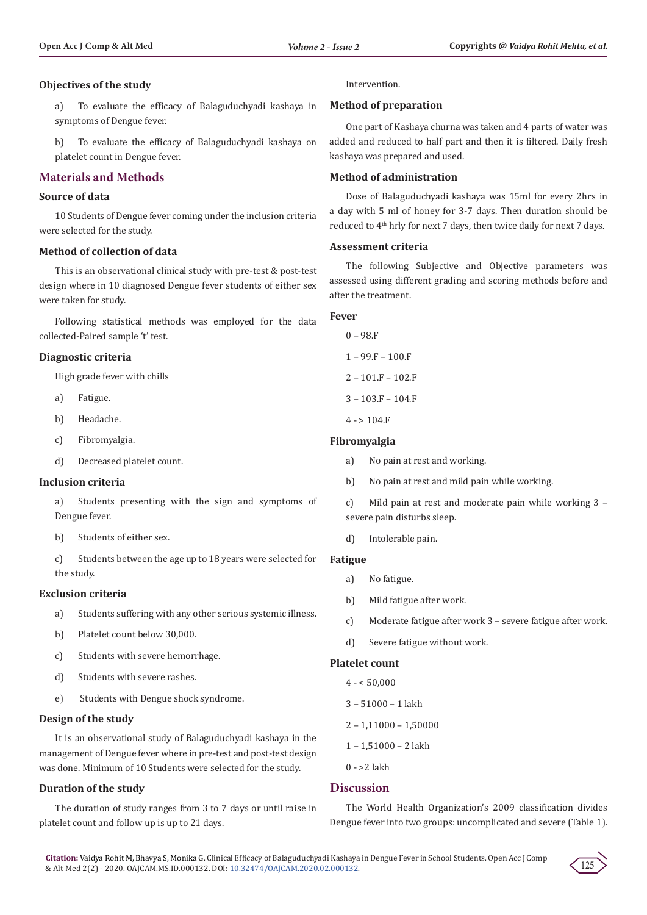### Objectives of the study

a) To evaluate the efficacy of Balaguduchyadi kashaya in symptoms of Dengue fever.

b) To evaluate the efficacy of Balaguduchyadi kashaya on platelet count in Dengue fever.

## Materials and Methods

### Source of data

10 Students of Dengue fever coming under the inclusion criteria were selected for the study.

### Method of collection of data

This is an observational clinical study with pre-test & post-test design where in 10 diagnosed Dengue fever students of either sex were taken for study.

Following statistical methods was employed for the data collected-Paired sample 't' test.

### Diagnostic criteria

High grade fever with chills

a) Fatigue.

b) Headache.

c) Fibromyalgia.

d) Decreased platelet count.

### Inclusion criteria

a) Students presenting with the sign and symptoms of Dengue fever.

b) Students of either sex.

c) Students between the age up to 18 years were selected for the study.

### Exclusion criteria

a) Students suffering with any other serious systemic illness.

b) Platelet count below 30,000.

c) Students with severe hemorrhage.

d) Students with severe rashes.

e) Students with Dengue shock syndrome.

### Design of the study

It is an observational study of Balaguduchyadi kashaya in the management of Dengue fever where in pre-test and post-test design was done. Minimum of 10 Students were selected for the study.

### Duration of the study

The duration of study ranges from 3 to 7 days or until raise in platelet count and follow up is up to 21 days.

Intervention.

### Method of preparation

One part of Kashaya churna was taken and 4 parts of water was added and reduced to half part and then it is filtered. Daily fresh kashaya was prepared and used.

### Method of administration

Dose of Balaguduchyadi kashaya was 15ml for every 2hrs in a day with 5 ml of honey for 3-7 days. Then duration should be reduced to 4th hrly for next 7 days, then twice daily for next 7 days.

### Assessment criteria

The following Subjective and Objective parameters was assessed using different grading and scoring methods before and after the treatment.

### Fever

0 – 98.F

1 – 99.F – 100.F

2 – 101.F – 102.F

3 – 103.F – 104.F

4 - > 104.F

### Fibromyalgia

a) No pain at rest and working.

b) No pain at rest and mild pain while working.

c) Mild pain at rest and moderate pain while working 3 – severe pain disturbs sleep.

d) Intolerable pain.

### Fatigue

a) No fatigue.

b) Mild fatigue after work.

c) Moderate fatigue after work 3 – severe fatigue after work.

d) Severe fatigue without work.

### Platelet count

4 - < 50,000

3 – 51000 – 1 lakh

2 – 1,11000 – 1,50000

1 – 1,51000 – 2 lakh

0 - >2 lakh

## Discussion

The World Health Organization's 2009 classification divides Dengue fever into two groups: uncomplicated and severe (Table 1).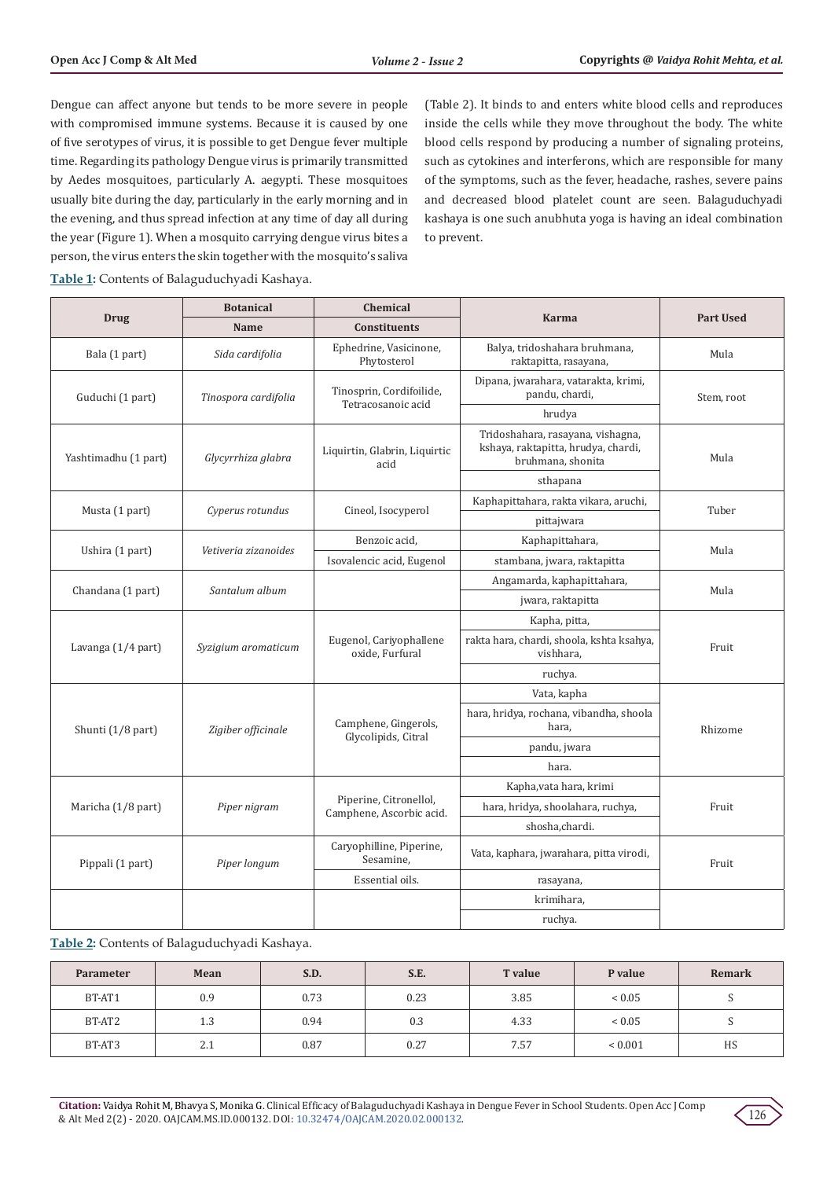Dengue can affect anyone but tends to be more severe in people with compromised immune systems. Because it is caused by one of five serotypes of virus, it is possible to get Dengue fever multiple time. Regarding its pathology Dengue virus is primarily transmitted by Aedes mosquitoes, particularly A. aegypti. These mosquitoes usually bite during the day, particularly in the early morning and in the evening, and thus spread infection at any time of day all during the year (Figure 1). When a mosquito carrying dengue virus bites a person, the virus enters the skin together with the mosquito's saliva (Table 2). It binds to and enters white blood cells and reproduces inside the cells while they move throughout the body. The white blood cells respond by producing a number of signaling proteins, such as cytokines and interferons, which are responsible for many of the symptoms, such as the fever, headache, rashes, severe pains and decreased blood platelet count are seen. Balaguduchyadi kashaya is one such anubhuta yoga is having an ideal combination to prevent.

**Table 1:** Contents of Balaguduchyadi Kashaya.

| Drug | Botanical Name | Chemical Constituents | Karma | Part Used |
|---|---|---|---|---|
| Bala (1 part) | *Sida cardifolia* | Ephedrine, Vasicinone, Phytosterol | Balya, tridoshahara bruhmana, raktapitta, rasayana, | Mula |
| Guduchi (1 part) | *Tinospora cardifolia* | Tinosprin, Cordifoilide, Tetracosanoic acid | Dipana, jwarahara, vatarakta, krimi, pandu, chardi, hrudya | Stem, root |
| Yashtimadhu (1 part) | *Glycyrrhiza glabra* | Liquirtin, Glabrin, Liquirtic acid | Tridoshahara, rasayana, vishagna, kshaya, raktapitta, hrudya, chardi, bruhmana, shonita sthapana | Mula |
| Musta (1 part) | *Cyperus rotundus* | Cineol, Isocyperol | Kaphapittahara, rakta vikara, aruchi, pittajwara | Tuber |
| Ushira (1 part) | *Vetiveria zizanoides* | Benzoic acid, Isovalencic acid, Eugenol | Kaphapittahara, stambana, jwara, raktapitta | Mula |
| Chandana (1 part) | *Santalum album* | | Angamarda, kaphapittahara, jwara, raktapitta | Mula |
| Lavanga (1/4 part) | *Syzigium aromaticum* | Eugenol, Cariyophallene oxide, Furfural | Kapha, pitta, rakta hara, chardi, shoola, kshta ksahya, vishhara, ruchya. | Fruit |
| Shunti (1/8 part) | *Zigiber officinale* | Camphene, Gingerols, Glycolipids, Citral | Vata, kapha hara, hridya, rochana, vibandha, shoola hara, pandu, jwara hara. | Rhizome |
| Maricha (1/8 part) | *Piper nigram* | Piperine, Citronellol, Camphene, Ascorbic acid. | Kapha,vata hara, krimi hara, hridya, shoolahara, ruchya, shosha,chardi. | Fruit |
| Pippali (1 part) | *Piper longum* | Caryophilline, Piperine, Sesamine, Essential oils. | Vata, kaphara, jwarahara, pitta virodi, rasayana, krimihara, ruchya. | Fruit |

**Table 2:** Contents of Balaguduchyadi Kashaya.

| Parameter | Mean | S.D. | S.E. | T value | P value | Remark |
|---|---|---|---|---|---|---|
| BT-AT1 | 0.9 | 0.73 | 0.23 | 3.85 | < 0.05 | S |
| BT-AT2 | 1.3 | 0.94 | 0.3 | 4.33 | < 0.05 | S |
| BT-AT3 | 2.1 | 0.87 | 0.27 | 7.57 | < 0.001 | HS |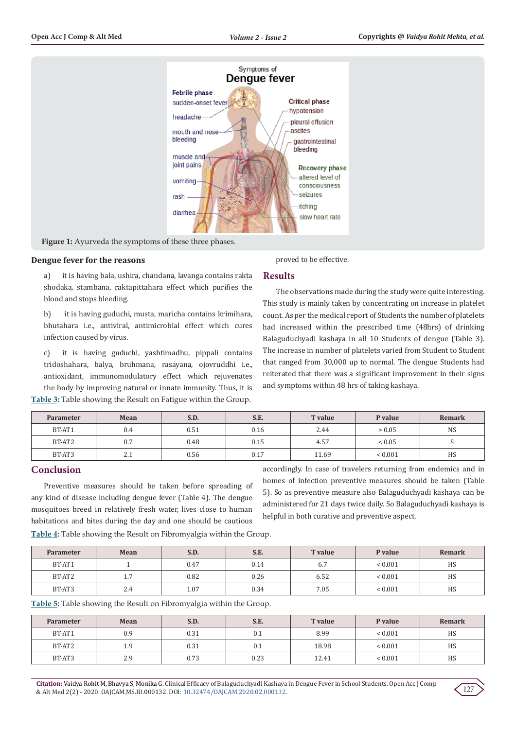Figure 1: Ayurveda the symptoms of these three phases.

## Dengue fever for the reasons

a) it is having bala, ushira, chandana, lavanga contains rakta shodaka, stambana, raktapittahara effect which purifies the blood and stops bleeding.

b) it is having guduchi, musta, maricha contains krimihara, bhutahara i.e., antiviral, antimicrobial effect which cures infection caused by virus.

c) it is having guduchi, yashtimadhu, pippali contains tridoshahara, balya, bruhmana, rasayana, ojovruddhi i.e., antioxidant, immunomodulatory effect which rejuvenates the body by improving natural or innate immunity. Thus, it is proved to be effective.

## Results

The observations made during the study were quite interesting. This study is mainly taken by concentrating on increase in platelet count. As per the medical report of Students the number of platelets had increased within the prescribed time (48hrs) of drinking Balaguduchyadi kashaya in all 10 Students of dengue (Table 3). The increase in number of platelets varied from Student to Student that ranged from 30,000 up to normal. The dengue Students had reiterated that there was a significant improvement in their signs and symptoms within 48 hrs of taking kashaya.

**Table 3:** Table showing the Result on Fatigue within the Group.

| Parameter | Mean | S.D. | S.E. | T value | P value | Remark |
|---|---|---|---|---|---|---|
| BT-AT1 | 0.4 | 0.51 | 0.16 | 2.44 | > 0.05 | NS |
| BT-AT2 | 0.7 | 0.48 | 0.15 | 4.57 | < 0.05 | S |
| BT-AT3 | 2.1 | 0.56 | 0.17 | 11.69 | < 0.001 | HS |

## Conclusion

Preventive measures should be taken before spreading of any kind of disease including dengue fever (Table 4). The dengue mosquitoes breed in relatively fresh water, lives close to human habitations and bites during the day and one should be cautious accordingly. In case of travelers returning from endemics and in homes of infection preventive measures should be taken (Table 5). So as preventive measure also Balaguduchyadi kashaya can be administered for 21 days twice daily. So Balaguduchyadi kashaya is helpful in both curative and preventive aspect.

**Table 4:** Table showing the Result on Fibromyalgia within the Group.

| Parameter | Mean | S.D. | S.E. | T value | P value | Remark |
|---|---|---|---|---|---|---|
| BT-AT1 | 1 | 0.47 | 0.14 | 6.7 | < 0.001 | HS |
| BT-AT2 | 1.7 | 0.82 | 0.26 | 6.52 | < 0.001 | HS |
| BT-AT3 | 2.4 | 1.07 | 0.34 | 7.05 | < 0.001 | HS |

**Table 5:** Table showing the Result on Fibromyalgia within the Group.

| Parameter | Mean | S.D. | S.E. | T value | P value | Remark |
|---|---|---|---|---|---|---|
| BT-AT1 | 0.9 | 0.31 | 0.1 | 8.99 | < 0.001 | HS |
| BT-AT2 | 1.9 | 0.31 | 0.1 | 18.98 | < 0.001 | HS |
| BT-AT3 | 2.9 | 0.73 | 0.23 | 12.41 | < 0.001 | HS |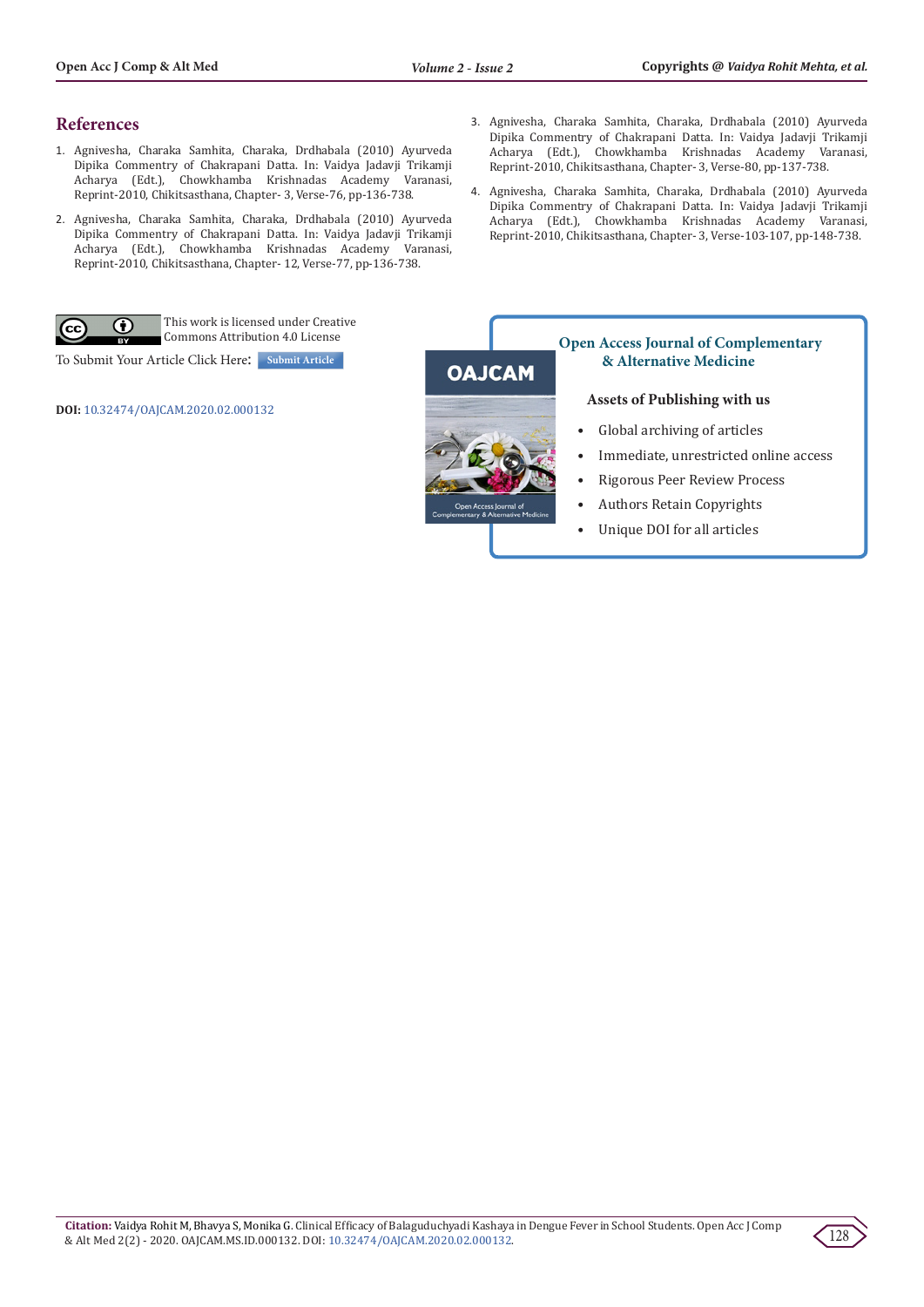## References

1. Agnivesha, Charaka Samhita, Charaka, Drdhabala (2010) Ayurveda Dipika Commentry of Chakrapani Datta. In: Vaidya Jadavji Trikamji Acharya (Edt.), Chowkhamba Krishnadas Academy Varanasi, Reprint-2010, Chikitsasthana, Chapter- 3, Verse-76, pp-136-738.
2. Agnivesha, Charaka Samhita, Charaka, Drdhabala (2010) Ayurveda Dipika Commentry of Chakrapani Datta. In: Vaidya Jadavji Trikamji Acharya (Edt.), Chowkhamba Krishnadas Academy Varanasi, Reprint-2010, Chikitsasthana, Chapter- 12, Verse-77, pp-136-738.
3. Agnivesha, Charaka Samhita, Charaka, Drdhabala (2010) Ayurveda Dipika Commentry of Chakrapani Datta. In: Vaidya Jadavji Trikamji Acharya (Edt.), Chowkhamba Krishnadas Academy Varanasi, Reprint-2010, Chikitsasthana, Chapter- 3, Verse-80, pp-137-738.
4. Agnivesha, Charaka Samhita, Charaka, Drdhabala (2010) Ayurveda Dipika Commentry of Chakrapani Datta. In: Vaidya Jadavji Trikamji Acharya (Edt.), Chowkhamba Krishnadas Academy Varanasi, Reprint-2010, Chikitsasthana, Chapter- 3, Verse-103-107, pp-148-738.

This work is licensed under Creative Commons Attribution 4.0 License

To Submit Your Article Click Here: Submit Article

**DOI:** 10.32474/OAJCAM.2020.02.000132

**Open Access Journal of Complementary & Alternative Medicine**

**Assets of Publishing with us**

- Global archiving of articles
- Immediate, unrestricted online access
- Rigorous Peer Review Process
- Authors Retain Copyrights
- Unique DOI for all articles

**Citation:** Vaidya Rohit M, Bhavya S, Monika G. Clinical Efficacy of Balaguduchyadi Kashaya in Dengue Fever in School Students. Open Acc J Comp & Alt Med 2(2) - 2020. OAJCAM.MS.ID.000132. DOI: 10.32474/OAJCAM.2020.02.000132.